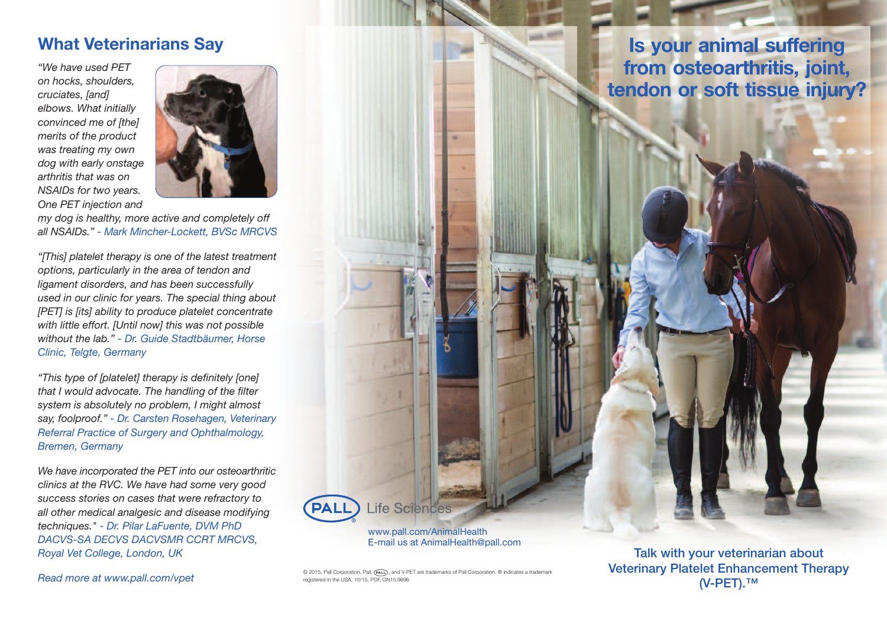## What Veterinarians Say

*"We have used PET on hocks, shoulders, cruciates, [and] elbows. What initially convinced me of [the] merits of the product was treating my own dog with early onstage arthritis that was on NSAIDs for two years. One PET injection and my dog is healthy, more active and completely off all NSAIDs."* - Mark Mincher-Lockett, BVSc MRCVS

*"[This] platelet therapy is one of the latest treatment options, particularly in the area of tendon and ligament disorders, and has been successfully used in our clinic for years. The special thing about [PET] is [its] ability to produce platelet concentrate with little effort. [Until now] this was not possible without the lab."* - Dr. Guide Stadtbäumer, Horse Clinic, Telgte, Germany

*"This type of [platelet] therapy is definitely [one] that I would advocate. The handling of the filter system is absolutely no problem, I might almost say, foolproof."* - Dr. Carsten Rosehagen, Veterinary Referral Practice of Surgery and Ophthalmology, Bremen, Germany

*We have incorporated the PET into our osteoarthritic clinics at the RVC. We have had some very good success stories on cases that were refractory to all other medical analgesic and disease modifying techniques."* - Dr. Pilar LaFuente, DVM PhD DACVS-SA DECVS DACVSMR CCRT MRCVS, Royal Vet College, London, UK

*Read more at www.pall.com/vpet*

PALL Life Sciences

www.pall.com/AnimalHealth
E-mail us at AnimalHealth@pall.com

© 2015, Pall Corporation. Pall, PALL, and V-PET are trademarks of Pall Corporation. ® indicates a trademark registered in the USA. 10/15, PDF, GN15.9696

# Is your animal suffering from osteoarthritis, joint, tendon or soft tissue injury?

Talk with your veterinarian about Veterinary Platelet Enhancement Therapy (V-PET).™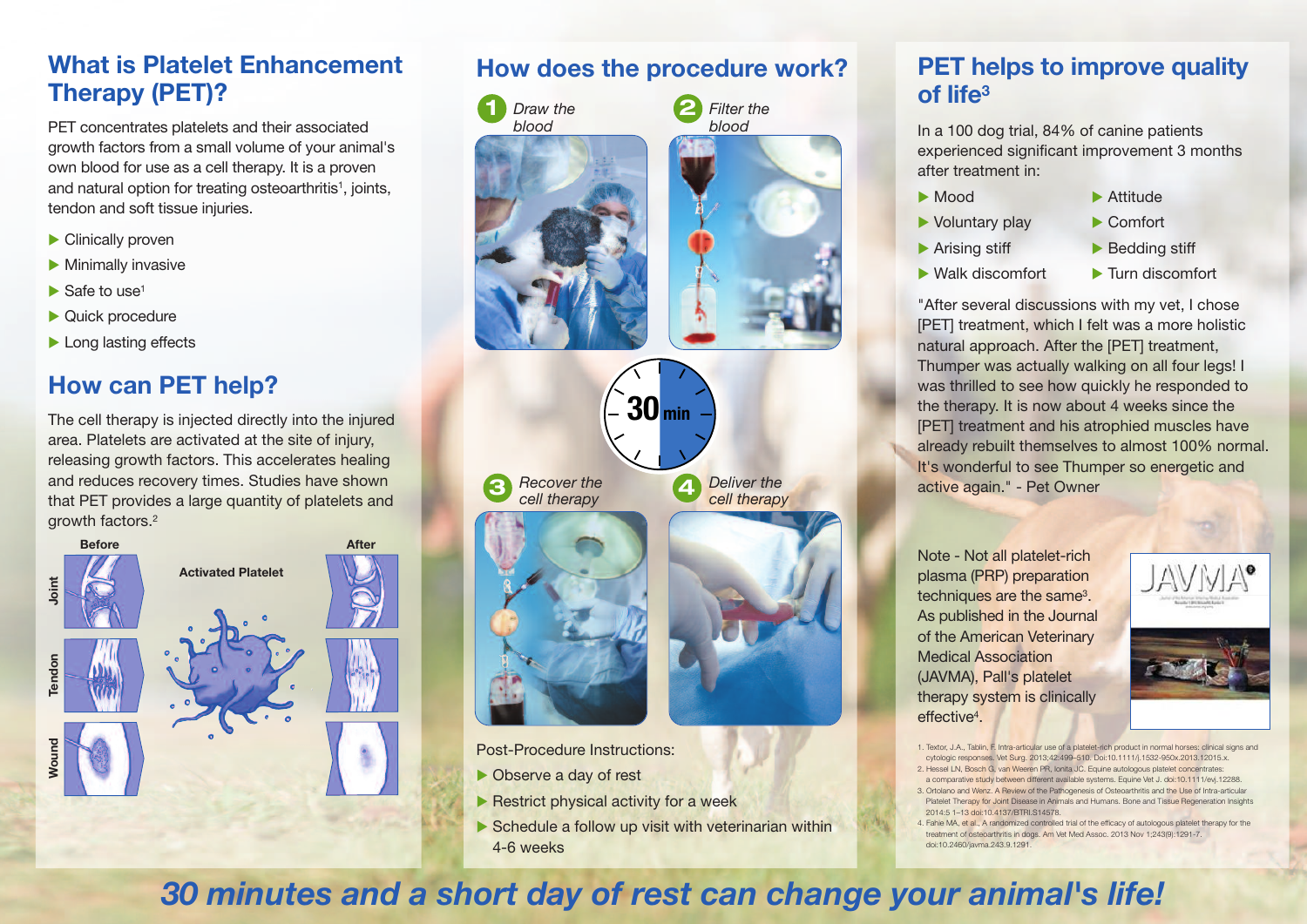## What is Platelet Enhancement Therapy (PET)?

PET concentrates platelets and their associated growth factors from a small volume of your animal's own blood for use as a cell therapy. It is a proven and natural option for treating osteoarthritis[1], joints, tendon and soft tissue injuries.

- Clinically proven
- Minimally invasive
- Safe to use[1]
- Quick procedure
- Long lasting effects

## How can PET help?

The cell therapy is injected directly into the injured area. Platelets are activated at the site of injury, releasing growth factors. This accelerates healing and reduces recovery times. Studies have shown that PET provides a large quantity of platelets and growth factors.[2]

Before

After

Activated Platelet

Joint

Tendon

Wound

## How does the procedure work?

1. *Draw the blood*
2. *Filter the blood*
3. *Recover the cell therapy*
4. *Deliver the cell therapy*

30 min

Post-Procedure Instructions:

- Observe a day of rest
- Restrict physical activity for a week
- Schedule a follow up visit with veterinarian within 4-6 weeks

## PET helps to improve quality of life[3]

In a 100 dog trial, 84% of canine patients experienced significant improvement 3 months after treatment in:

- Mood
- Attitude
- Voluntary play
- Comfort
- Arising stiff
- Bedding stiff
- Walk discomfort
- Turn discomfort

"After several discussions with my vet, I chose [PET] treatment, which I felt was a more holistic natural approach. After the [PET] treatment, Thumper was actually walking on all four legs! I was thrilled to see how quickly he responded to the therapy. It is now about 4 weeks since the [PET] treatment and his atrophied muscles have already rebuilt themselves to almost 100% normal. It's wonderful to see Thumper so energetic and active again." - Pet Owner

Note - Not all platelet-rich plasma (PRP) preparation techniques are the same[3]. As published in the Journal of the American Veterinary Medical Association (JAVMA), Pall's platelet therapy system is clinically effective[4].

JAVMA

1. Textor, J.A., Tablin, F. Intra-articular use of a platelet-rich product in normal horses: clinical signs and cytologic responses. Vet Surg. 2013;42:499-510. Doi:10.1111/j.1532-950x.2013.12015.x.
2. Hessel LN, Bosch G, van Weeren PR, Ionita JC. Equine autologous platelet concentrates: a comparative study between different available systems. Equine Vet J. doi:10.1111/evj.12288.
3. Ortolano and Wenz. A Review of the Pathogenesis of Osteoarthritis and the Use of Intra-articular Platelet Therapy for Joint Disease in Animals and Humans. Bone and Tissue Regeneration Insights 2014:5 1-13 doi:10.4137/BTRI.S14578.
4. Fahie MA, et al., A randomized controlled trial of the efficacy of autologous platelet therapy for the treatment of osteoarthritis in dogs. Am Vet Med Assoc. 2013 Nov 1;243(9):1291-7. doi:10.2460/javma.243.9.1291.

***30 minutes and a short day of rest can change your animal's life!***